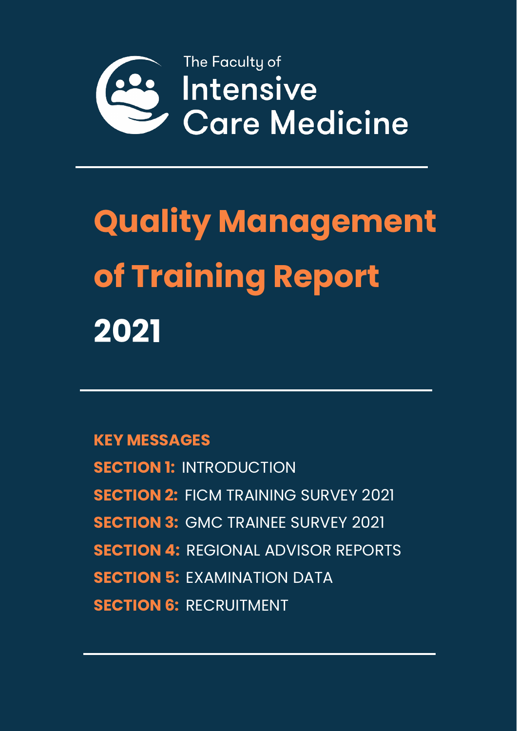The Faculty of
Intensive
Care Medicine

# Quality Management of Training Report 2021

**KEY MESSAGES**

**SECTION 1:** INTRODUCTION

**SECTION 2:** FICM TRAINING SURVEY 2021

**SECTION 3:** GMC TRAINEE SURVEY 2021

**SECTION 4:** REGIONAL ADVISOR REPORTS

**SECTION 5:** EXAMINATION DATA

**SECTION 6:** RECRUITMENT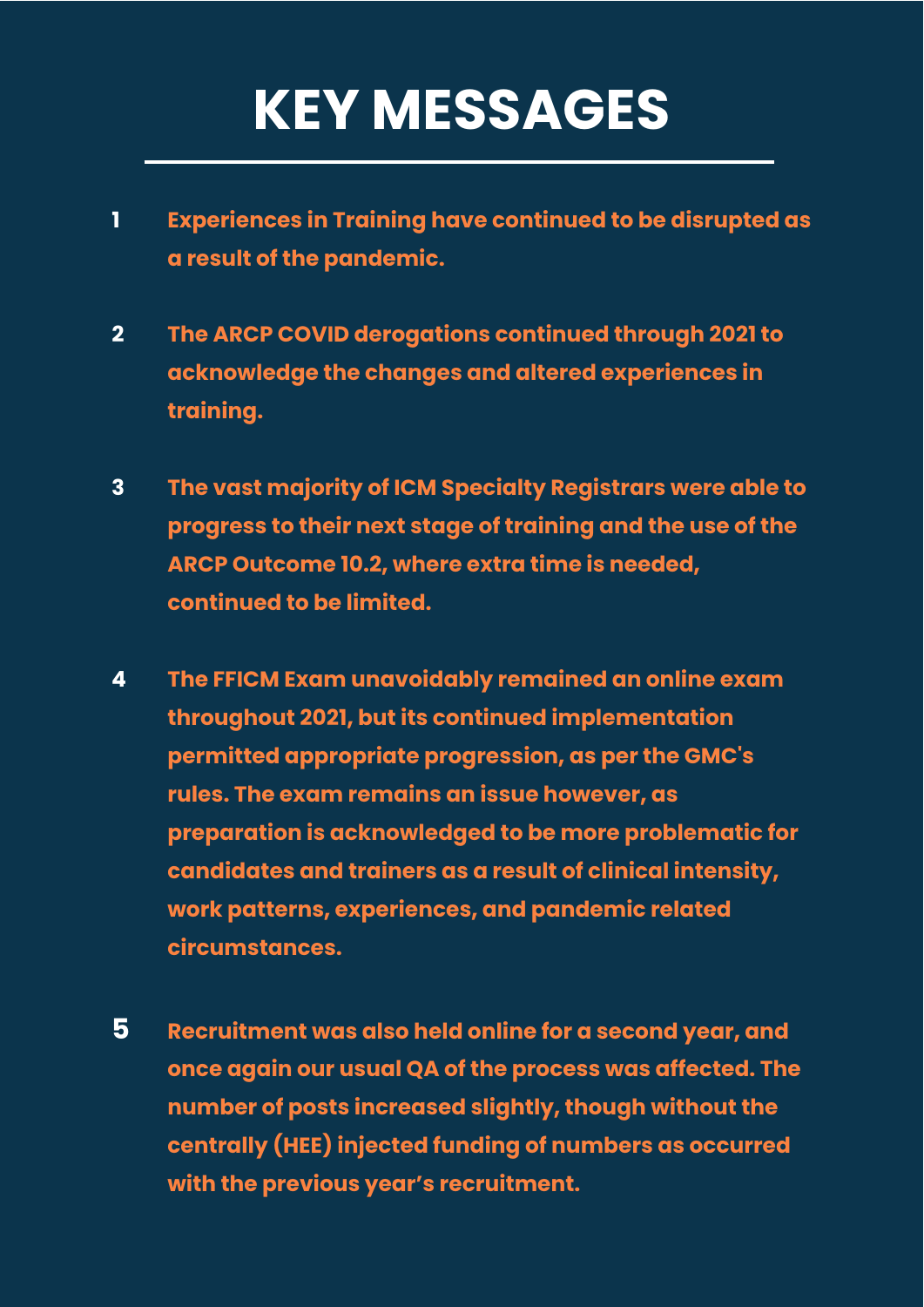# KEY MESSAGES

1. **Experiences in Training have continued to be disrupted as a result of the pandemic.**

2. **The ARCP COVID derogations continued through 2021 to acknowledge the changes and altered experiences in training.**

3. **The vast majority of ICM Specialty Registrars were able to progress to their next stage of training and the use of the ARCP Outcome 10.2, where extra time is needed, continued to be limited.**

4. **The FFICM Exam unavoidably remained an online exam throughout 2021, but its continued implementation permitted appropriate progression, as per the GMC's rules. The exam remains an issue however, as preparation is acknowledged to be more problematic for candidates and trainers as a result of clinical intensity, work patterns, experiences, and pandemic related circumstances.**

5. **Recruitment was also held online for a second year, and once again our usual QA of the process was affected. The number of posts increased slightly, though without the centrally (HEE) injected funding of numbers as occurred with the previous year's recruitment.**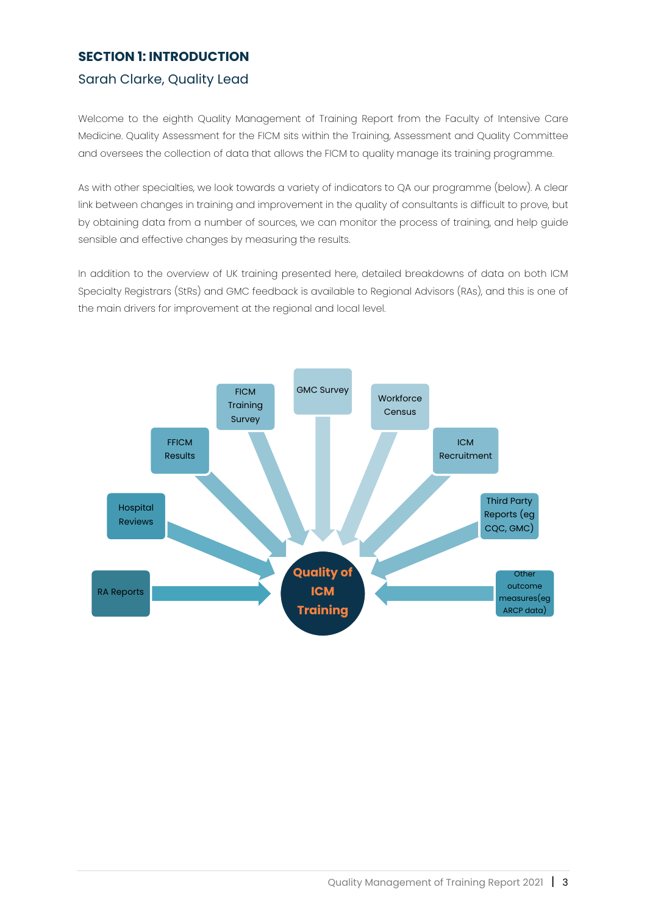## SECTION 1: INTRODUCTION

### Sarah Clarke, Quality Lead

Welcome to the eighth Quality Management of Training Report from the Faculty of Intensive Care Medicine. Quality Assessment for the FICM sits within the Training, Assessment and Quality Committee and oversees the collection of data that allows the FICM to quality manage its training programme.

As with other specialties, we look towards a variety of indicators to QA our programme (below). A clear link between changes in training and improvement in the quality of consultants is difficult to prove, but by obtaining data from a number of sources, we can monitor the process of training, and help guide sensible and effective changes by measuring the results.

In addition to the overview of UK training presented here, detailed breakdowns of data on both ICM Specialty Registrars (StRs) and GMC feedback is available to Regional Advisors (RAs), and this is one of the main drivers for improvement at the regional and local level.

- RA Reports
- Hospital Reviews
- FFICM Results
- FICM Training Survey
- GMC Survey
- Workforce Census
- ICM Recruitment
- Third Party Reports (eg CQC, GMC)
- Other outcome measures(eg ARCP data)

→ **Quality of ICM Training**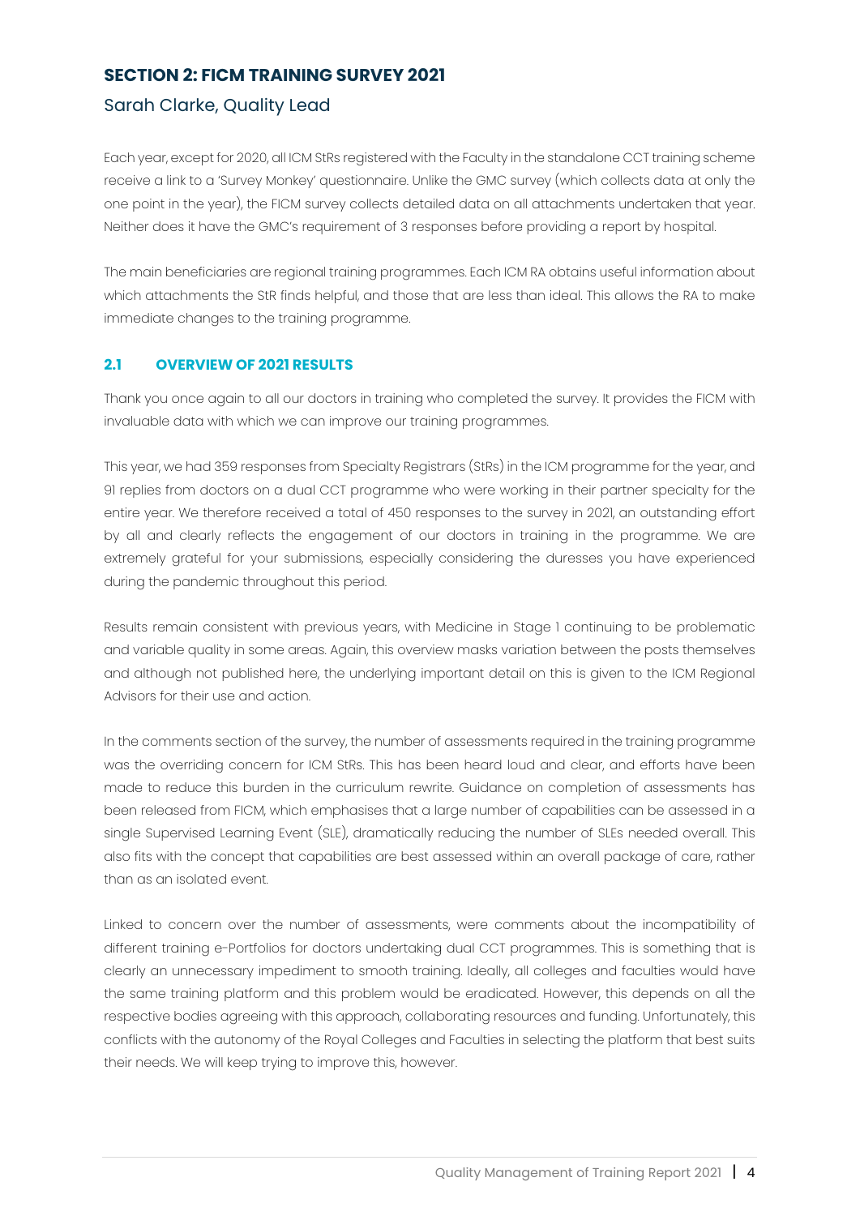## SECTION 2: FICM TRAINING SURVEY 2021

### Sarah Clarke, Quality Lead

Each year, except for 2020, all ICM StRs registered with the Faculty in the standalone CCT training scheme receive a link to a 'Survey Monkey' questionnaire. Unlike the GMC survey (which collects data at only the one point in the year), the FICM survey collects detailed data on all attachments undertaken that year. Neither does it have the GMC's requirement of 3 responses before providing a report by hospital.

The main beneficiaries are regional training programmes. Each ICM RA obtains useful information about which attachments the StR finds helpful, and those that are less than ideal. This allows the RA to make immediate changes to the training programme.

### 2.1 OVERVIEW OF 2021 RESULTS

Thank you once again to all our doctors in training who completed the survey. It provides the FICM with invaluable data with which we can improve our training programmes.

This year, we had 359 responses from Specialty Registrars (StRs) in the ICM programme for the year, and 91 replies from doctors on a dual CCT programme who were working in their partner specialty for the entire year. We therefore received a total of 450 responses to the survey in 2021, an outstanding effort by all and clearly reflects the engagement of our doctors in training in the programme. We are extremely grateful for your submissions, especially considering the duresses you have experienced during the pandemic throughout this period.

Results remain consistent with previous years, with Medicine in Stage 1 continuing to be problematic and variable quality in some areas. Again, this overview masks variation between the posts themselves and although not published here, the underlying important detail on this is given to the ICM Regional Advisors for their use and action.

In the comments section of the survey, the number of assessments required in the training programme was the overriding concern for ICM StRs. This has been heard loud and clear, and efforts have been made to reduce this burden in the curriculum rewrite. Guidance on completion of assessments has been released from FICM, which emphasises that a large number of capabilities can be assessed in a single Supervised Learning Event (SLE), dramatically reducing the number of SLEs needed overall. This also fits with the concept that capabilities are best assessed within an overall package of care, rather than as an isolated event.

Linked to concern over the number of assessments, were comments about the incompatibility of different training e-Portfolios for doctors undertaking dual CCT programmes. This is something that is clearly an unnecessary impediment to smooth training. Ideally, all colleges and faculties would have the same training platform and this problem would be eradicated. However, this depends on all the respective bodies agreeing with this approach, collaborating resources and funding. Unfortunately, this conflicts with the autonomy of the Royal Colleges and Faculties in selecting the platform that best suits their needs. We will keep trying to improve this, however.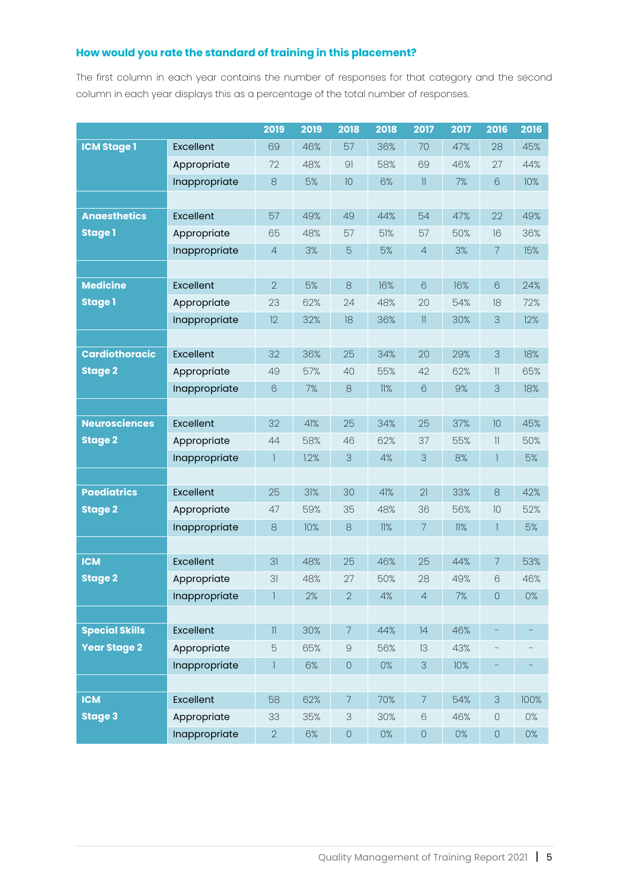### How would you rate the standard of training in this placement?

The first column in each year contains the number of responses for that category and the second column in each year displays this as a percentage of the total number of responses.

| | | 2019 | 2019 | 2018 | 2018 | 2017 | 2017 | 2016 | 2016 |
|---|---|---|---|---|---|---|---|---|---|
| **ICM Stage 1** | Excellent | 69 | 46% | 57 | 36% | 70 | 47% | 28 | 45% |
| | Appropriate | 72 | 48% | 91 | 58% | 69 | 46% | 27 | 44% |
| | Inappropriate | 8 | 5% | 10 | 6% | 11 | 7% | 6 | 10% |
| | | | | | | | | | |
| **Anaesthetics Stage 1** | Excellent | 57 | 49% | 49 | 44% | 54 | 47% | 22 | 49% |
| | Appropriate | 65 | 48% | 57 | 51% | 57 | 50% | 16 | 36% |
| | Inappropriate | 4 | 3% | 5 | 5% | 4 | 3% | 7 | 15% |
| | | | | | | | | | |
| **Medicine Stage 1** | Excellent | 2 | 5% | 8 | 16% | 6 | 16% | 6 | 24% |
| | Appropriate | 23 | 62% | 24 | 48% | 20 | 54% | 18 | 72% |
| | Inappropriate | 12 | 32% | 18 | 36% | 11 | 30% | 3 | 12% |
| | | | | | | | | | |
| **Cardiothoracic Stage 2** | Excellent | 32 | 36% | 25 | 34% | 20 | 29% | 3 | 18% |
| | Appropriate | 49 | 57% | 40 | 55% | 42 | 62% | 11 | 65% |
| | Inappropriate | 6 | 7% | 8 | 11% | 6 | 9% | 3 | 18% |
| | | | | | | | | | |
| **Neurosciences Stage 2** | Excellent | 32 | 41% | 25 | 34% | 25 | 37% | 10 | 45% |
| | Appropriate | 44 | 58% | 46 | 62% | 37 | 55% | 11 | 50% |
| | Inappropriate | 1 | 1.2% | 3 | 4% | 3 | 8% | 1 | 5% |
| | | | | | | | | | |
| **Paediatrics Stage 2** | Excellent | 25 | 31% | 30 | 41% | 21 | 33% | 8 | 42% |
| | Appropriate | 47 | 59% | 35 | 48% | 36 | 56% | 10 | 52% |
| | Inappropriate | 8 | 10% | 8 | 11% | 7 | 11% | 1 | 5% |
| | | | | | | | | | |
| **ICM Stage 2** | Excellent | 31 | 48% | 25 | 46% | 25 | 44% | 7 | 53% |
| | Appropriate | 31 | 48% | 27 | 50% | 28 | 49% | 6 | 46% |
| | Inappropriate | 1 | 2% | 2 | 4% | 4 | 7% | 0 | 0% |
| | | | | | | | | | |
| **Special Skills Year Stage 2** | Excellent | 11 | 30% | 7 | 44% | 14 | 46% | - | - |
| | Appropriate | 5 | 65% | 9 | 56% | 13 | 43% | - | - |
| | Inappropriate | 1 | 6% | 0 | 0% | 3 | 10% | - | - |
| | | | | | | | | | |
| **ICM Stage 3** | Excellent | 58 | 62% | 7 | 70% | 7 | 54% | 3 | 100% |
| | Appropriate | 33 | 35% | 3 | 30% | 6 | 46% | 0 | 0% |
| | Inappropriate | 2 | 6% | 0 | 0% | 0 | 0% | 0 | 0% |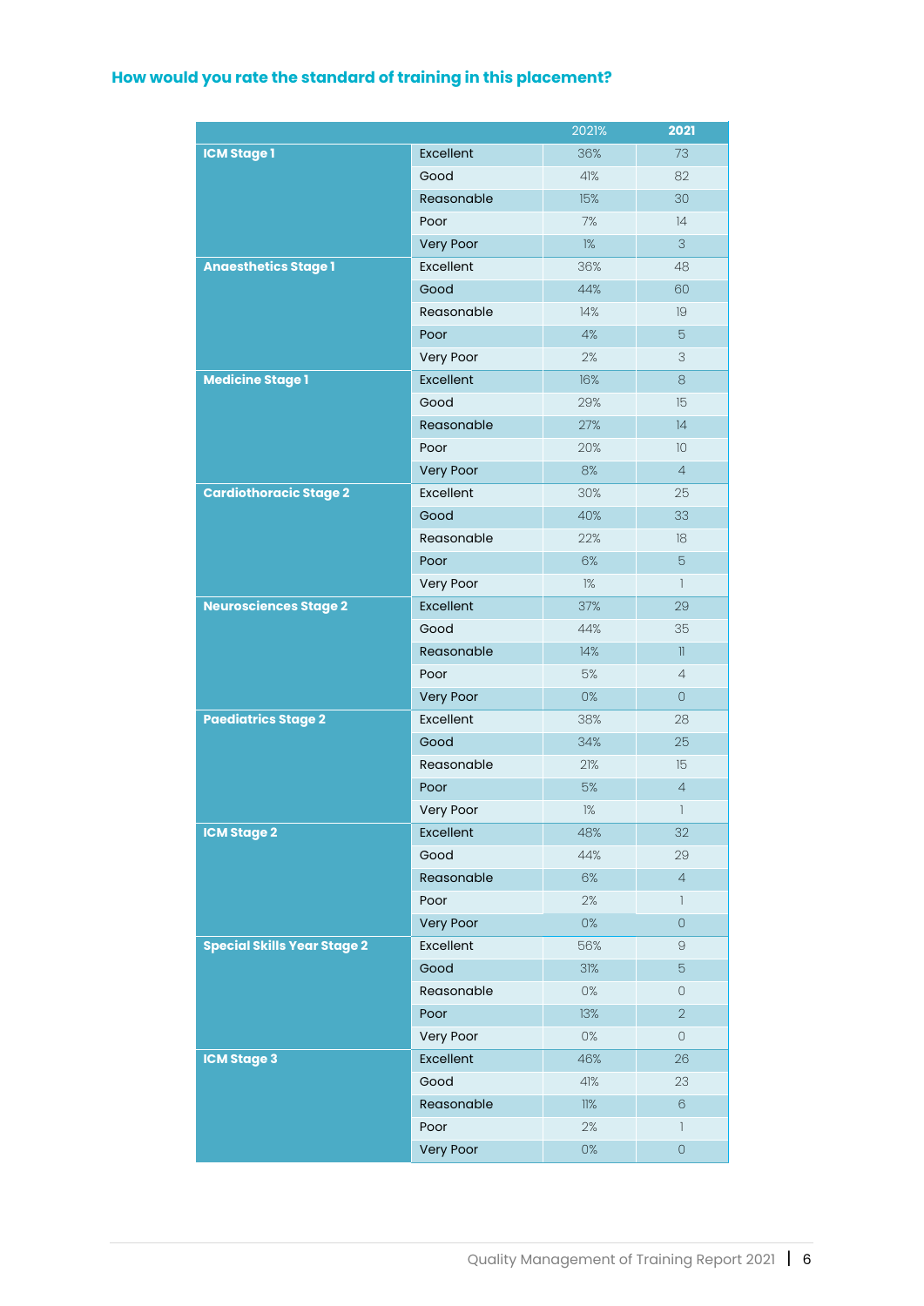### How would you rate the standard of training in this placement?

| | | 2021% | 2021 |
|---|---|---|---|
| **ICM Stage 1** | Excellent | 36% | 73 |
| | Good | 41% | 82 |
| | Reasonable | 15% | 30 |
| | Poor | 7% | 14 |
| | Very Poor | 1% | 3 |
| **Anaesthetics Stage 1** | Excellent | 36% | 48 |
| | Good | 44% | 60 |
| | Reasonable | 14% | 19 |
| | Poor | 4% | 5 |
| | Very Poor | 2% | 3 |
| **Medicine Stage 1** | Excellent | 16% | 8 |
| | Good | 29% | 15 |
| | Reasonable | 27% | 14 |
| | Poor | 20% | 10 |
| | Very Poor | 8% | 4 |
| **Cardiothoracic Stage 2** | Excellent | 30% | 25 |
| | Good | 40% | 33 |
| | Reasonable | 22% | 18 |
| | Poor | 6% | 5 |
| | Very Poor | 1% | 1 |
| **Neurosciences Stage 2** | Excellent | 37% | 29 |
| | Good | 44% | 35 |
| | Reasonable | 14% | 11 |
| | Poor | 5% | 4 |
| | Very Poor | 0% | 0 |
| **Paediatrics Stage 2** | Excellent | 38% | 28 |
| | Good | 34% | 25 |
| | Reasonable | 21% | 15 |
| | Poor | 5% | 4 |
| | Very Poor | 1% | 1 |
| **ICM Stage 2** | Excellent | 48% | 32 |
| | Good | 44% | 29 |
| | Reasonable | 6% | 4 |
| | Poor | 2% | 1 |
| | Very Poor | 0% | 0 |
| **Special Skills Year Stage 2** | Excellent | 56% | 9 |
| | Good | 31% | 5 |
| | Reasonable | 0% | 0 |
| | Poor | 13% | 2 |
| | Very Poor | 0% | 0 |
| **ICM Stage 3** | Excellent | 46% | 26 |
| | Good | 41% | 23 |
| | Reasonable | 11% | 6 |
| | Poor | 2% | 1 |
| | Very Poor | 0% | 0 |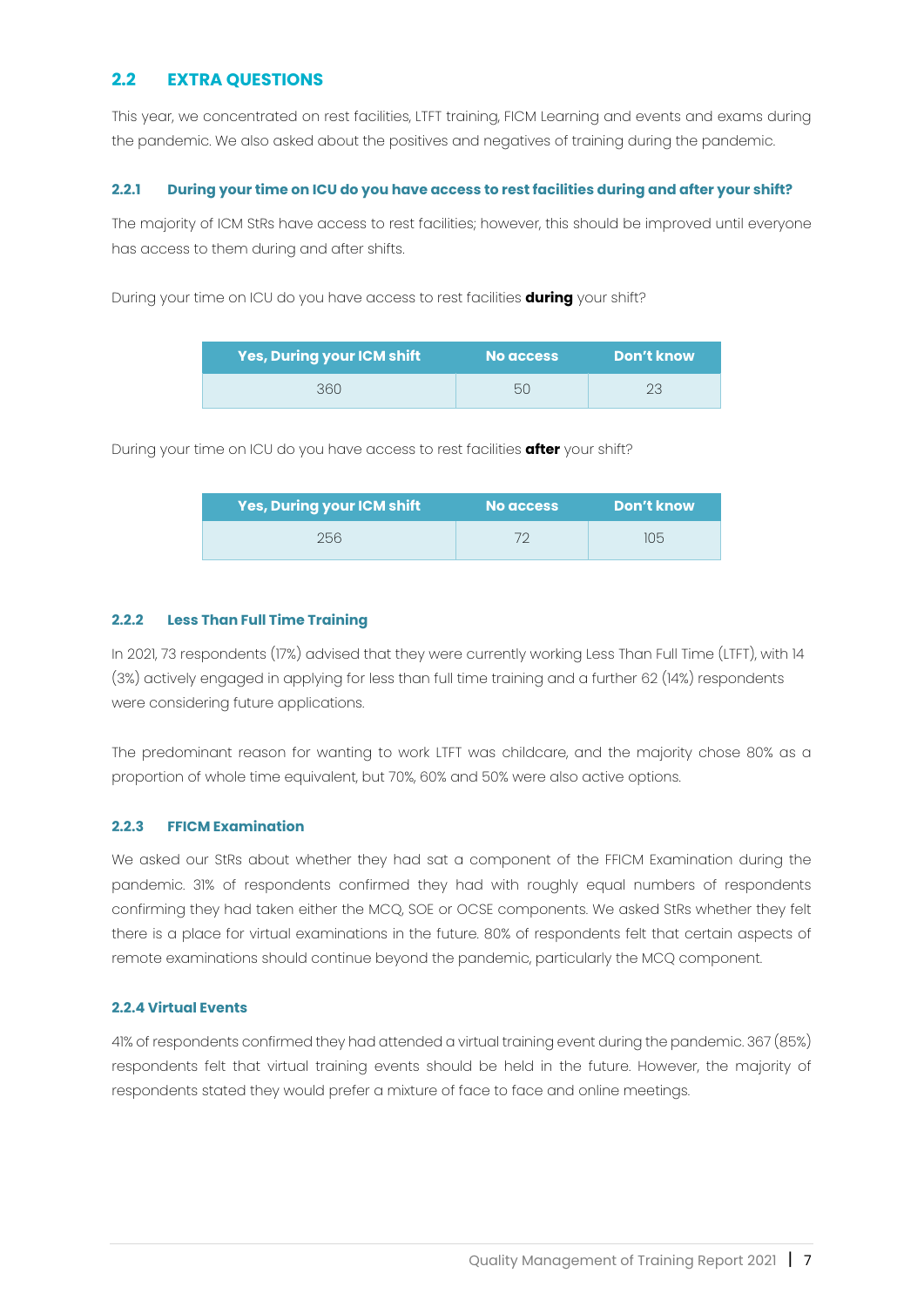## 2.2 EXTRA QUESTIONS

This year, we concentrated on rest facilities, LTFT training, FICM Learning and events and exams during the pandemic. We also asked about the positives and negatives of training during the pandemic.

### 2.2.1 During your time on ICU do you have access to rest facilities during and after your shift?

The majority of ICM StRs have access to rest facilities; however, this should be improved until everyone has access to them during and after shifts.

During your time on ICU do you have access to rest facilities **during** your shift?

| Yes, During your ICM shift | No access | Don't know |
|---|---|---|
| 360 | 50 | 23 |

During your time on ICU do you have access to rest facilities **after** your shift?

| Yes, During your ICM shift | No access | Don't know |
|---|---|---|
| 256 | 72 | 105 |

### 2.2.2 Less Than Full Time Training

In 2021, 73 respondents (17%) advised that they were currently working Less Than Full Time (LTFT), with 14 (3%) actively engaged in applying for less than full time training and a further 62 (14%) respondents were considering future applications.

The predominant reason for wanting to work LTFT was childcare, and the majority chose 80% as a proportion of whole time equivalent, but 70%, 60% and 50% were also active options.

### 2.2.3 FFICM Examination

We asked our StRs about whether they had sat a component of the FFICM Examination during the pandemic. 31% of respondents confirmed they had with roughly equal numbers of respondents confirming they had taken either the MCQ, SOE or OCSE components. We asked StRs whether they felt there is a place for virtual examinations in the future. 80% of respondents felt that certain aspects of remote examinations should continue beyond the pandemic, particularly the MCQ component.

### 2.2.4 Virtual Events

41% of respondents confirmed they had attended a virtual training event during the pandemic. 367 (85%) respondents felt that virtual training events should be held in the future. However, the majority of respondents stated they would prefer a mixture of face to face and online meetings.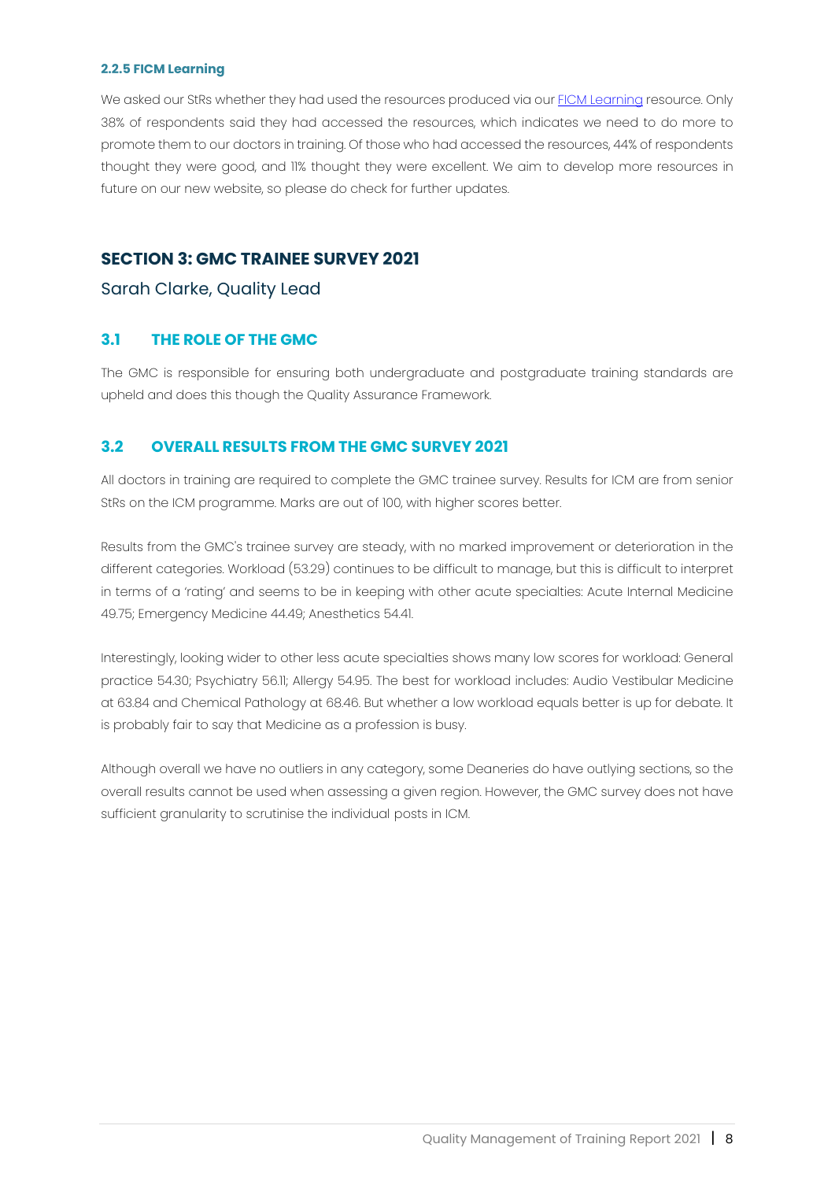#### 2.2.5 FICM Learning

We asked our StRs whether they had used the resources produced via our [FICM Learning] resource. Only 38% of respondents said they had accessed the resources, which indicates we need to do more to promote them to our doctors in training. Of those who had accessed the resources, 44% of respondents thought they were good, and 11% thought they were excellent. We aim to develop more resources in future on our new website, so please do check for further updates.

## SECTION 3: GMC TRAINEE SURVEY 2021

Sarah Clarke, Quality Lead

### 3.1 THE ROLE OF THE GMC

The GMC is responsible for ensuring both undergraduate and postgraduate training standards are upheld and does this though the Quality Assurance Framework.

### 3.2 OVERALL RESULTS FROM THE GMC SURVEY 2021

All doctors in training are required to complete the GMC trainee survey. Results for ICM are from senior StRs on the ICM programme. Marks are out of 100, with higher scores better.

Results from the GMC's trainee survey are steady, with no marked improvement or deterioration in the different categories. Workload (53.29) continues to be difficult to manage, but this is difficult to interpret in terms of a 'rating' and seems to be in keeping with other acute specialties: Acute Internal Medicine 49.75; Emergency Medicine 44.49; Anesthetics 54.41.

Interestingly, looking wider to other less acute specialties shows many low scores for workload: General practice 54.30; Psychiatry 56.11; Allergy 54.95. The best for workload includes: Audio Vestibular Medicine at 63.84 and Chemical Pathology at 68.46. But whether a low workload equals better is up for debate. It is probably fair to say that Medicine as a profession is busy.

Although overall we have no outliers in any category, some Deaneries do have outlying sections, so the overall results cannot be used when assessing a given region. However, the GMC survey does not have sufficient granularity to scrutinise the individual posts in ICM.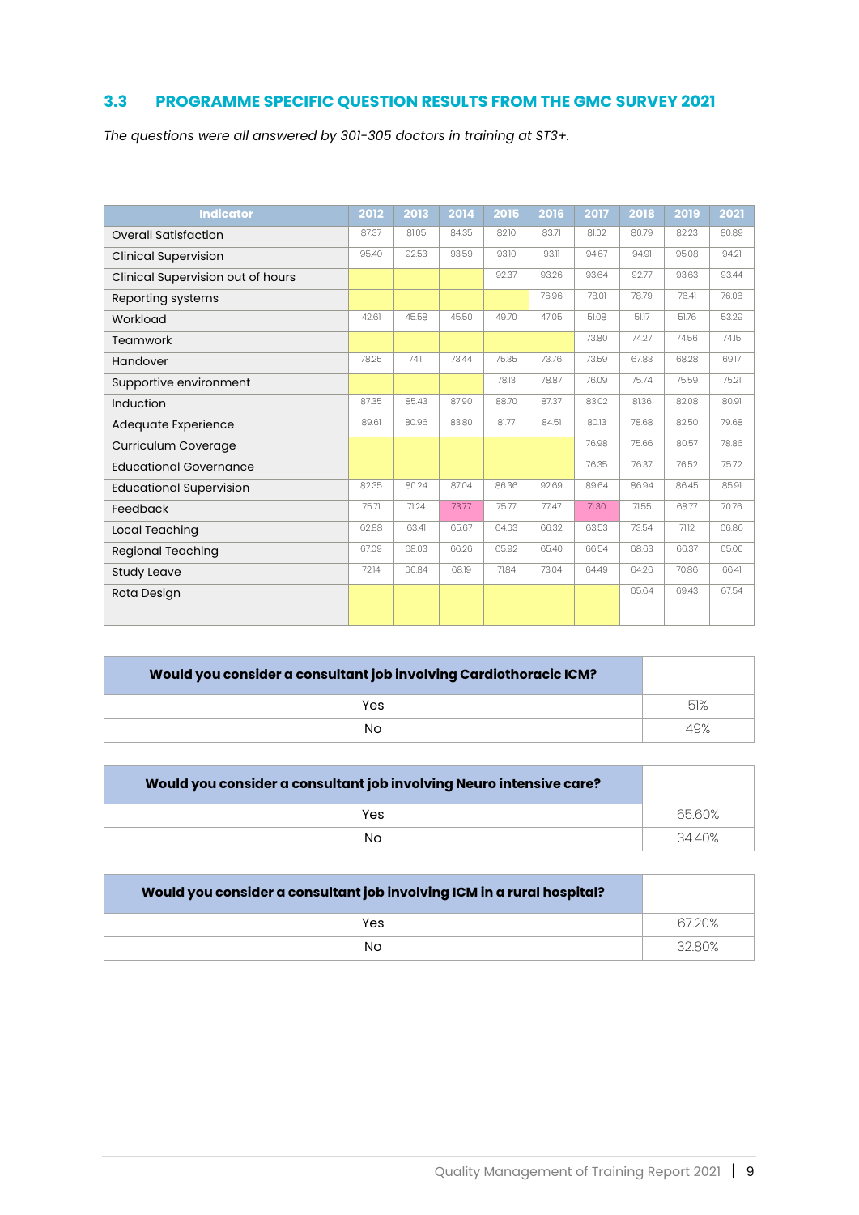### 3.3 PROGRAMME SPECIFIC QUESTION RESULTS FROM THE GMC SURVEY 2021

*The questions were all answered by 301-305 doctors in training at ST3+.*

| Indicator | 2012 | 2013 | 2014 | 2015 | 2016 | 2017 | 2018 | 2019 | 2021 |
|---|---|---|---|---|---|---|---|---|---|
| Overall Satisfaction | 87.37 | 81.05 | 84.35 | 82.10 | 83.71 | 81.02 | 80.79 | 82.23 | 80.89 |
| Clinical Supervision | 95.40 | 92.53 | 93.59 | 93.10 | 93.11 | 94.67 | 94.91 | 95.08 | 94.21 |
| Clinical Supervision out of hours | | | | 92.37 | 93.26 | 93.64 | 92.77 | 93.63 | 93.44 |
| Reporting systems | | | | | 76.96 | 78.01 | 78.79 | 76.41 | 76.06 |
| Workload | 42.61 | 45.58 | 45.50 | 49.70 | 47.05 | 51.08 | 51.17 | 51.76 | 53.29 |
| Teamwork | | | | | | 73.80 | 74.27 | 74.56 | 74.15 |
| Handover | 78.25 | 74.11 | 73.44 | 75.35 | 73.76 | 73.59 | 67.83 | 68.28 | 69.17 |
| Supportive environment | | | | 78.13 | 78.87 | 76.09 | 75.74 | 75.59 | 75.21 |
| Induction | 87.35 | 85.43 | 87.90 | 88.70 | 87.37 | 83.02 | 81.36 | 82.08 | 80.91 |
| Adequate Experience | 89.61 | 80.96 | 83.80 | 81.77 | 84.51 | 80.13 | 78.68 | 82.50 | 79.68 |
| Curriculum Coverage | | | | | | 76.98 | 75.66 | 80.57 | 78.86 |
| Educational Governance | | | | | | 76.35 | 76.37 | 76.52 | 75.72 |
| Educational Supervision | 82.35 | 80.24 | 87.04 | 86.36 | 92.69 | 89.64 | 86.94 | 86.45 | 85.91 |
| Feedback | 75.71 | 71.24 | 73.77 | 75.77 | 77.47 | 71.30 | 71.55 | 68.77 | 70.76 |
| Local Teaching | 62.88 | 63.41 | 65.67 | 64.63 | 66.32 | 63.53 | 73.54 | 71.12 | 66.86 |
| Regional Teaching | 67.09 | 68.03 | 66.26 | 65.92 | 65.40 | 66.54 | 68.63 | 66.37 | 65.00 |
| Study Leave | 72.14 | 66.84 | 68.19 | 71.84 | 73.04 | 64.49 | 64.26 | 70.86 | 66.41 |
| Rota Design | | | | | | | 65.64 | 69.43 | 67.54 |

| Would you consider a consultant job involving Cardiothoracic ICM? | |
|---|---|
| Yes | 51% |
| No | 49% |

| Would you consider a consultant job involving Neuro intensive care? | |
|---|---|
| Yes | 65.60% |
| No | 34.40% |

| Would you consider a consultant job involving ICM in a rural hospital? | |
|---|---|
| Yes | 67.20% |
| No | 32.80% |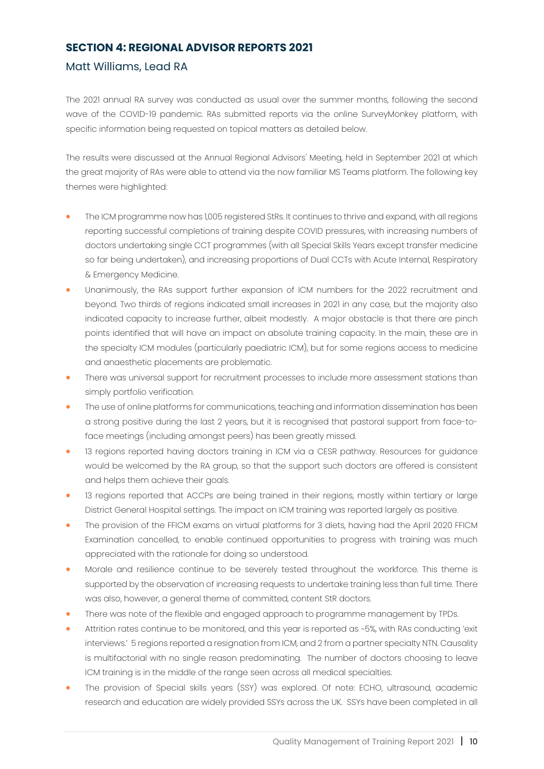## SECTION 4: REGIONAL ADVISOR REPORTS 2021

### Matt Williams, Lead RA

The 2021 annual RA survey was conducted as usual over the summer months, following the second wave of the COVID-19 pandemic. RAs submitted reports via the online SurveyMonkey platform, with specific information being requested on topical matters as detailed below.

The results were discussed at the Annual Regional Advisors' Meeting, held in September 2021 at which the great majority of RAs were able to attend via the now familiar MS Teams platform. The following key themes were highlighted:

- The ICM programme now has 1,005 registered StRs. It continues to thrive and expand, with all regions reporting successful completions of training despite COVID pressures, with increasing numbers of doctors undertaking single CCT programmes (with all Special Skills Years except transfer medicine so far being undertaken), and increasing proportions of Dual CCTs with Acute Internal, Respiratory & Emergency Medicine.
- Unanimously, the RAs support further expansion of ICM numbers for the 2022 recruitment and beyond. Two thirds of regions indicated small increases in 2021 in any case, but the majority also indicated capacity to increase further, albeit modestly. A major obstacle is that there are pinch points identified that will have an impact on absolute training capacity. In the main, these are in the specialty ICM modules (particularly paediatric ICM), but for some regions access to medicine and anaesthetic placements are problematic.
- There was universal support for recruitment processes to include more assessment stations than simply portfolio verification.
- The use of online platforms for communications, teaching and information dissemination has been a strong positive during the last 2 years, but it is recognised that pastoral support from face-to-face meetings (including amongst peers) has been greatly missed.
- 13 regions reported having doctors training in ICM via a CESR pathway. Resources for guidance would be welcomed by the RA group, so that the support such doctors are offered is consistent and helps them achieve their goals.
- 13 regions reported that ACCPs are being trained in their regions, mostly within tertiary or large District General Hospital settings. The impact on ICM training was reported largely as positive.
- The provision of the FFICM exams on virtual platforms for 3 diets, having had the April 2020 FFICM Examination cancelled, to enable continued opportunities to progress with training was much appreciated with the rationale for doing so understood.
- Morale and resilience continue to be severely tested throughout the workforce. This theme is supported by the observation of increasing requests to undertake training less than full time. There was also, however, a general theme of committed, content StR doctors.
- There was note of the flexible and engaged approach to programme management by TPDs.
- Attrition rates continue to be monitored, and this year is reported as ~5%, with RAs conducting 'exit interviews.' 5 regions reported a resignation from ICM, and 2 from a partner specialty NTN. Causality is multifactorial with no single reason predominating. The number of doctors choosing to leave ICM training is in the middle of the range seen across all medical specialties.
- The provision of Special skills years (SSY) was explored. Of note: ECHO, ultrasound, academic research and education are widely provided SSYs across the UK. SSYs have been completed in all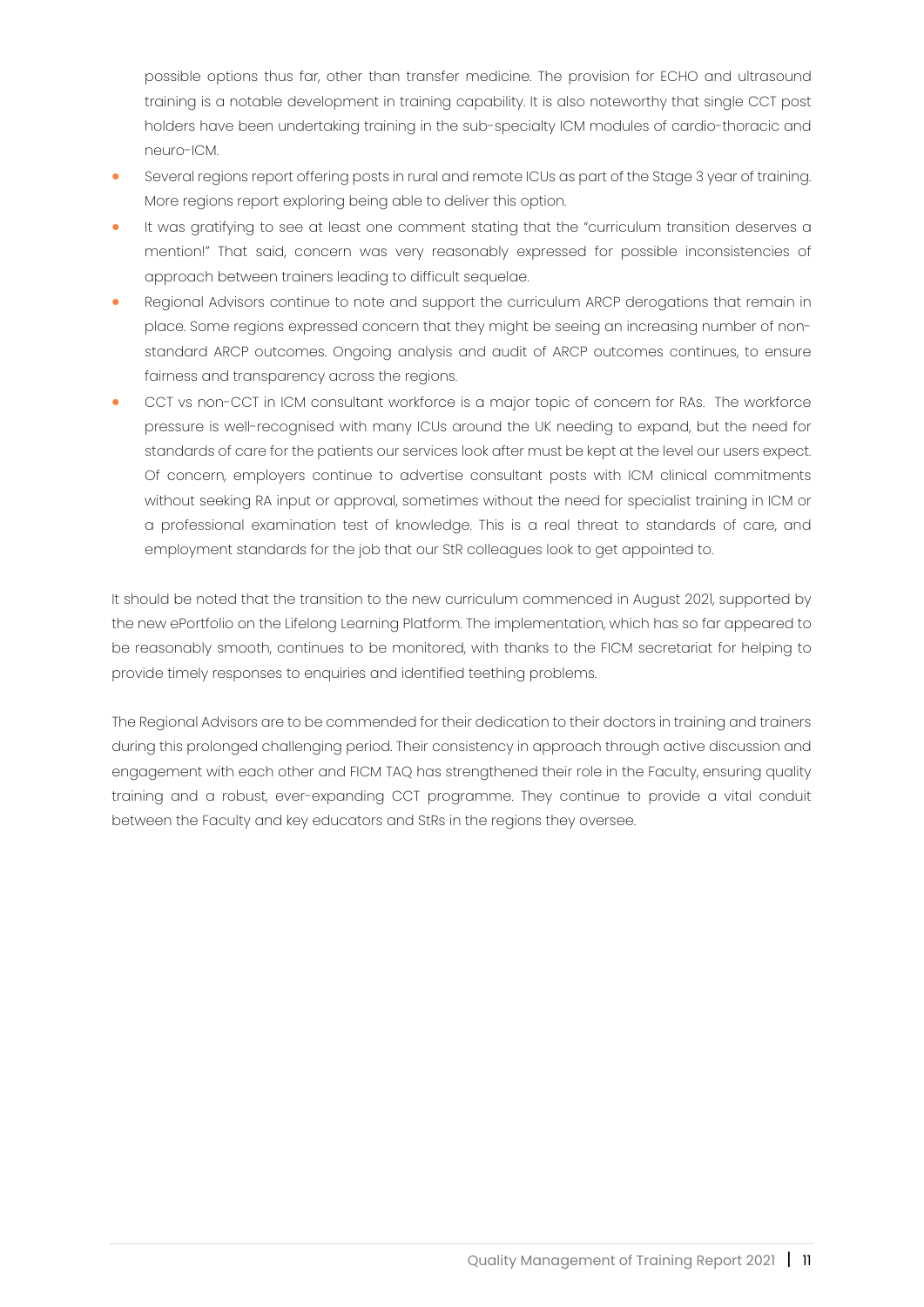possible options thus far, other than transfer medicine. The provision for ECHO and ultrasound training is a notable development in training capability. It is also noteworthy that single CCT post holders have been undertaking training in the sub-specialty ICM modules of cardio-thoracic and neuro-ICM.

- Several regions report offering posts in rural and remote ICUs as part of the Stage 3 year of training. More regions report exploring being able to deliver this option.
- It was gratifying to see at least one comment stating that the "curriculum transition deserves a mention!" That said, concern was very reasonably expressed for possible inconsistencies of approach between trainers leading to difficult sequelae.
- Regional Advisors continue to note and support the curriculum ARCP derogations that remain in place. Some regions expressed concern that they might be seeing an increasing number of non-standard ARCP outcomes. Ongoing analysis and audit of ARCP outcomes continues, to ensure fairness and transparency across the regions.
- CCT vs non-CCT in ICM consultant workforce is a major topic of concern for RAs. The workforce pressure is well-recognised with many ICUs around the UK needing to expand, but the need for standards of care for the patients our services look after must be kept at the level our users expect. Of concern, employers continue to advertise consultant posts with ICM clinical commitments without seeking RA input or approval, sometimes without the need for specialist training in ICM or a professional examination test of knowledge. This is a real threat to standards of care, and employment standards for the job that our StR colleagues look to get appointed to.

It should be noted that the transition to the new curriculum commenced in August 2021, supported by the new ePortfolio on the Lifelong Learning Platform. The implementation, which has so far appeared to be reasonably smooth, continues to be monitored, with thanks to the FICM secretariat for helping to provide timely responses to enquiries and identified teething problems.

The Regional Advisors are to be commended for their dedication to their doctors in training and trainers during this prolonged challenging period. Their consistency in approach through active discussion and engagement with each other and FICM TAQ has strengthened their role in the Faculty, ensuring quality training and a robust, ever-expanding CCT programme. They continue to provide a vital conduit between the Faculty and key educators and StRs in the regions they oversee.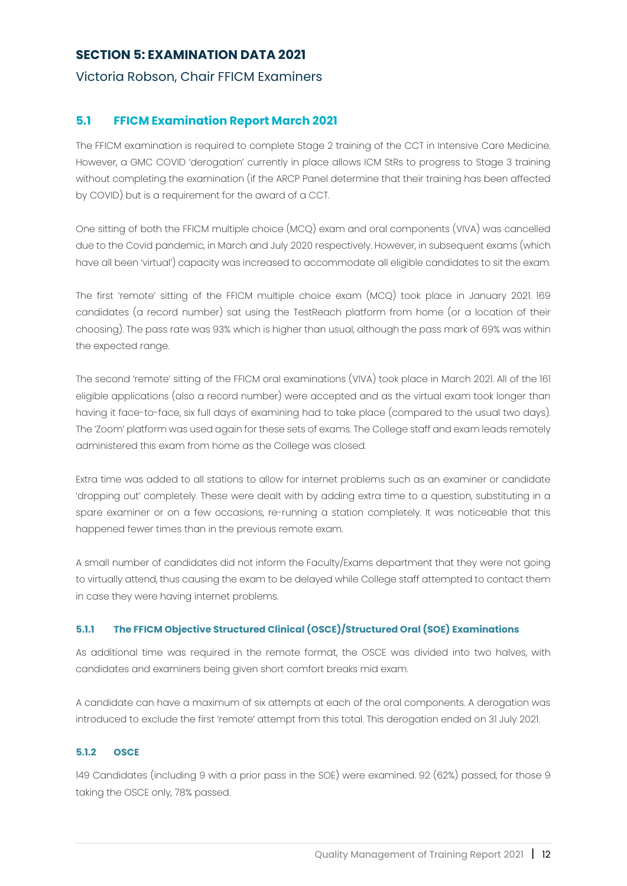## SECTION 5: EXAMINATION DATA 2021

Victoria Robson, Chair FFICM Examiners

### 5.1 FFICM Examination Report March 2021

The FFICM examination is required to complete Stage 2 training of the CCT in Intensive Care Medicine. However, a GMC COVID 'derogation' currently in place allows ICM StRs to progress to Stage 3 training without completing the examination (if the ARCP Panel determine that their training has been affected by COVID) but is a requirement for the award of a CCT.

One sitting of both the FFICM multiple choice (MCQ) exam and oral components (VIVA) was cancelled due to the Covid pandemic, in March and July 2020 respectively. However, in subsequent exams (which have all been 'virtual') capacity was increased to accommodate all eligible candidates to sit the exam.

The first 'remote' sitting of the FFICM multiple choice exam (MCQ) took place in January 2021. 169 candidates (a record number) sat using the TestReach platform from home (or a location of their choosing). The pass rate was 93% which is higher than usual, although the pass mark of 69% was within the expected range.

The second 'remote' sitting of the FFICM oral examinations (VIVA) took place in March 2021. All of the 161 eligible applications (also a record number) were accepted and as the virtual exam took longer than having it face-to-face, six full days of examining had to take place (compared to the usual two days). The 'Zoom' platform was used again for these sets of exams. The College staff and exam leads remotely administered this exam from home as the College was closed.

Extra time was added to all stations to allow for internet problems such as an examiner or candidate 'dropping out' completely. These were dealt with by adding extra time to a question, substituting in a spare examiner or on a few occasions, re-running a station completely. It was noticeable that this happened fewer times than in the previous remote exam.

A small number of candidates did not inform the Faculty/Exams department that they were not going to virtually attend, thus causing the exam to be delayed while College staff attempted to contact them in case they were having internet problems.

#### 5.1.1 The FFICM Objective Structured Clinical (OSCE)/Structured Oral (SOE) Examinations

As additional time was required in the remote format, the OSCE was divided into two halves, with candidates and examiners being given short comfort breaks mid exam.

A candidate can have a maximum of six attempts at each of the oral components. A derogation was introduced to exclude the first 'remote' attempt from this total. This derogation ended on 31 July 2021.

#### 5.1.2 OSCE

149 Candidates (including 9 with a prior pass in the SOE) were examined. 92 (62%) passed, for those 9 taking the OSCE only, 78% passed.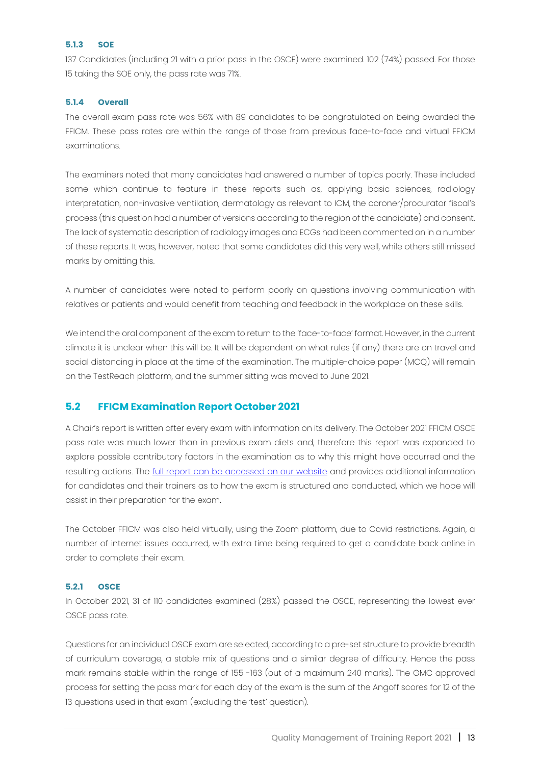#### 5.1.3 SOE

137 Candidates (including 21 with a prior pass in the OSCE) were examined. 102 (74%) passed. For those 15 taking the SOE only, the pass rate was 71%.

#### 5.1.4 Overall

The overall exam pass rate was 56% with 89 candidates to be congratulated on being awarded the FFICM. These pass rates are within the range of those from previous face-to-face and virtual FFICM examinations.

The examiners noted that many candidates had answered a number of topics poorly. These included some which continue to feature in these reports such as, applying basic sciences, radiology interpretation, non-invasive ventilation, dermatology as relevant to ICM, the coroner/procurator fiscal's process (this question had a number of versions according to the region of the candidate) and consent. The lack of systematic description of radiology images and ECGs had been commented on in a number of these reports. It was, however, noted that some candidates did this very well, while others still missed marks by omitting this.

A number of candidates were noted to perform poorly on questions involving communication with relatives or patients and would benefit from teaching and feedback in the workplace on these skills.

We intend the oral component of the exam to return to the 'face-to-face' format. However, in the current climate it is unclear when this will be. It will be dependent on what rules (if any) there are on travel and social distancing in place at the time of the examination. The multiple-choice paper (MCQ) will remain on the TestReach platform, and the summer sitting was moved to June 2021.

### 5.2 FFICM Examination Report October 2021

A Chair's report is written after every exam with information on its delivery. The October 2021 FFICM OSCE pass rate was much lower than in previous exam diets and, therefore this report was expanded to explore possible contributory factors in the examination as to why this might have occurred and the resulting actions. The full report can be accessed on our website and provides additional information for candidates and their trainers as to how the exam is structured and conducted, which we hope will assist in their preparation for the exam.

The October FFICM was also held virtually, using the Zoom platform, due to Covid restrictions. Again, a number of internet issues occurred, with extra time being required to get a candidate back online in order to complete their exam.

#### 5.2.1 OSCE

In October 2021, 31 of 110 candidates examined (28%) passed the OSCE, representing the lowest ever OSCE pass rate.

Questions for an individual OSCE exam are selected, according to a pre-set structure to provide breadth of curriculum coverage, a stable mix of questions and a similar degree of difficulty. Hence the pass mark remains stable within the range of 155 -163 (out of a maximum 240 marks). The GMC approved process for setting the pass mark for each day of the exam is the sum of the Angoff scores for 12 of the 13 questions used in that exam (excluding the 'test' question).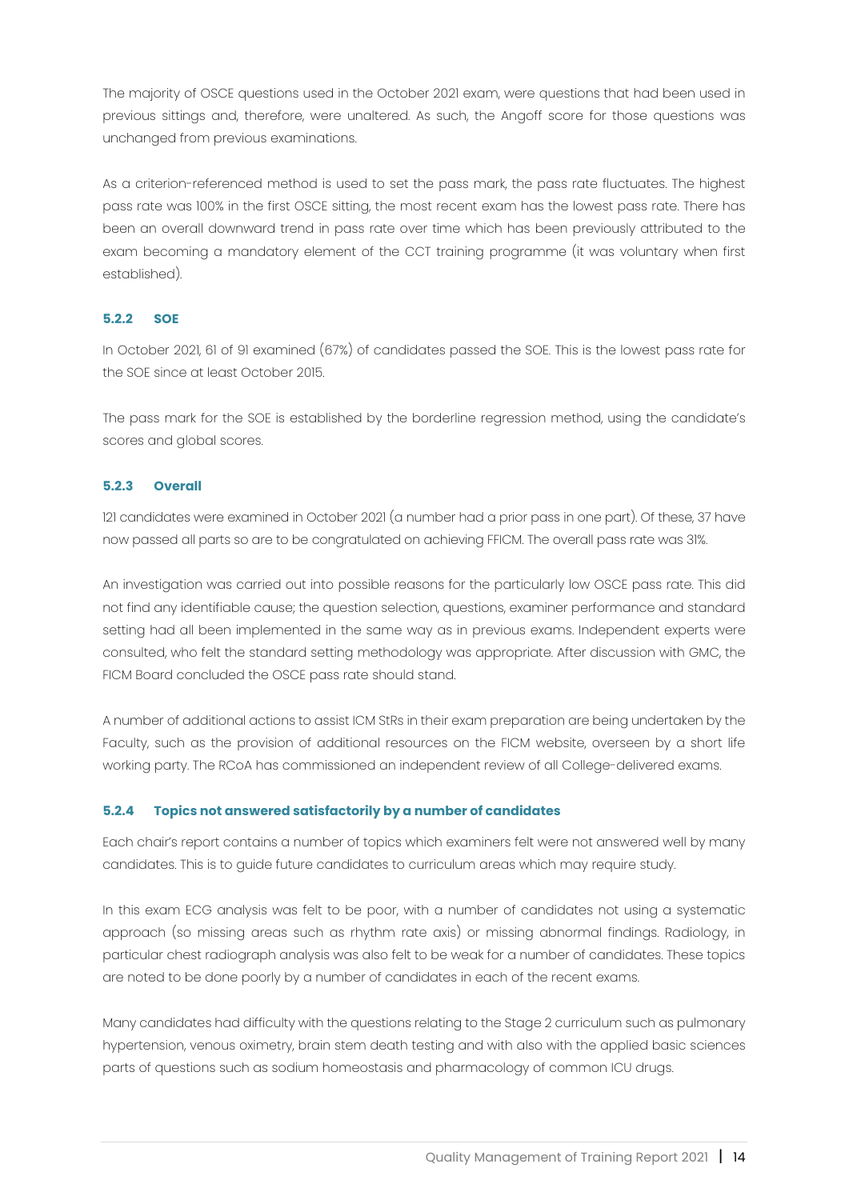The majority of OSCE questions used in the October 2021 exam, were questions that had been used in previous sittings and, therefore, were unaltered. As such, the Angoff score for those questions was unchanged from previous examinations.

As a criterion-referenced method is used to set the pass mark, the pass rate fluctuates. The highest pass rate was 100% in the first OSCE sitting, the most recent exam has the lowest pass rate. There has been an overall downward trend in pass rate over time which has been previously attributed to the exam becoming a mandatory element of the CCT training programme (it was voluntary when first established).

#### 5.2.2 SOE

In October 2021, 61 of 91 examined (67%) of candidates passed the SOE. This is the lowest pass rate for the SOE since at least October 2015.

The pass mark for the SOE is established by the borderline regression method, using the candidate's scores and global scores.

#### 5.2.3 Overall

121 candidates were examined in October 2021 (a number had a prior pass in one part). Of these, 37 have now passed all parts so are to be congratulated on achieving FFICM. The overall pass rate was 31%.

An investigation was carried out into possible reasons for the particularly low OSCE pass rate. This did not find any identifiable cause; the question selection, questions, examiner performance and standard setting had all been implemented in the same way as in previous exams. Independent experts were consulted, who felt the standard setting methodology was appropriate. After discussion with GMC, the FICM Board concluded the OSCE pass rate should stand.

A number of additional actions to assist ICM StRs in their exam preparation are being undertaken by the Faculty, such as the provision of additional resources on the FICM website, overseen by a short life working party. The RCoA has commissioned an independent review of all College-delivered exams.

#### 5.2.4 Topics not answered satisfactorily by a number of candidates

Each chair's report contains a number of topics which examiners felt were not answered well by many candidates. This is to guide future candidates to curriculum areas which may require study.

In this exam ECG analysis was felt to be poor, with a number of candidates not using a systematic approach (so missing areas such as rhythm rate axis) or missing abnormal findings. Radiology, in particular chest radiograph analysis was also felt to be weak for a number of candidates. These topics are noted to be done poorly by a number of candidates in each of the recent exams.

Many candidates had difficulty with the questions relating to the Stage 2 curriculum such as pulmonary hypertension, venous oximetry, brain stem death testing and with also with the applied basic sciences parts of questions such as sodium homeostasis and pharmacology of common ICU drugs.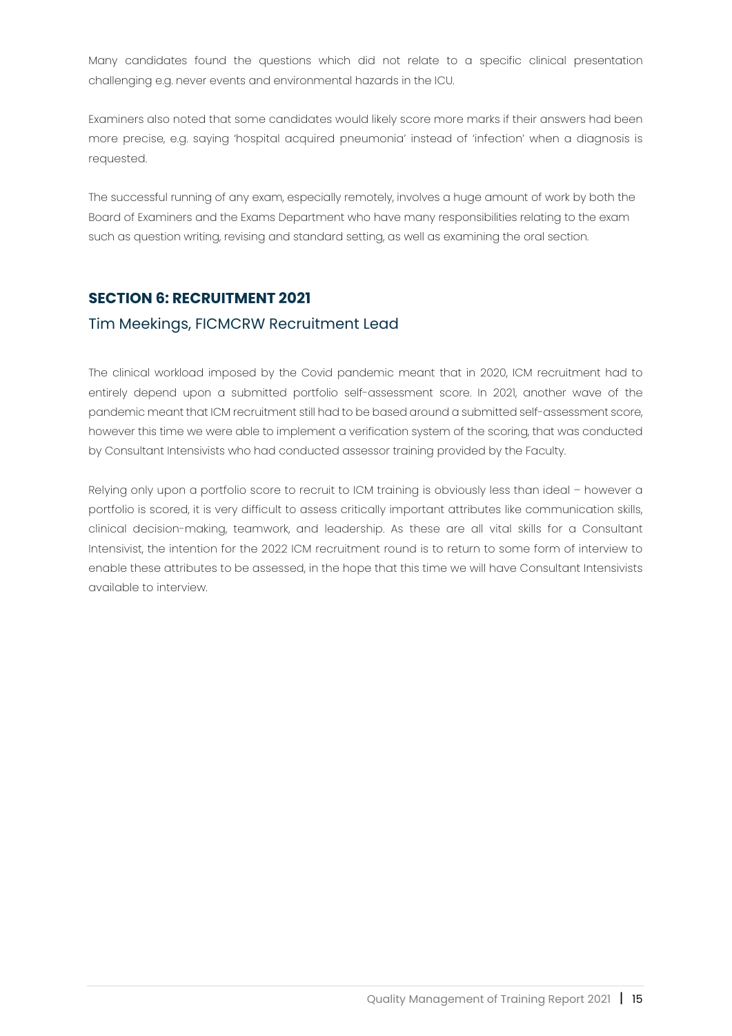Many candidates found the questions which did not relate to a specific clinical presentation challenging e.g. never events and environmental hazards in the ICU.

Examiners also noted that some candidates would likely score more marks if their answers had been more precise, e.g. saying 'hospital acquired pneumonia' instead of 'infection' when a diagnosis is requested.

The successful running of any exam, especially remotely, involves a huge amount of work by both the Board of Examiners and the Exams Department who have many responsibilities relating to the exam such as question writing, revising and standard setting, as well as examining the oral section.

## SECTION 6: RECRUITMENT 2021

### Tim Meekings, FICMCRW Recruitment Lead

The clinical workload imposed by the Covid pandemic meant that in 2020, ICM recruitment had to entirely depend upon a submitted portfolio self-assessment score. In 2021, another wave of the pandemic meant that ICM recruitment still had to be based around a submitted self-assessment score, however this time we were able to implement a verification system of the scoring, that was conducted by Consultant Intensivists who had conducted assessor training provided by the Faculty.

Relying only upon a portfolio score to recruit to ICM training is obviously less than ideal – however a portfolio is scored, it is very difficult to assess critically important attributes like communication skills, clinical decision-making, teamwork, and leadership. As these are all vital skills for a Consultant Intensivist, the intention for the 2022 ICM recruitment round is to return to some form of interview to enable these attributes to be assessed, in the hope that this time we will have Consultant Intensivists available to interview.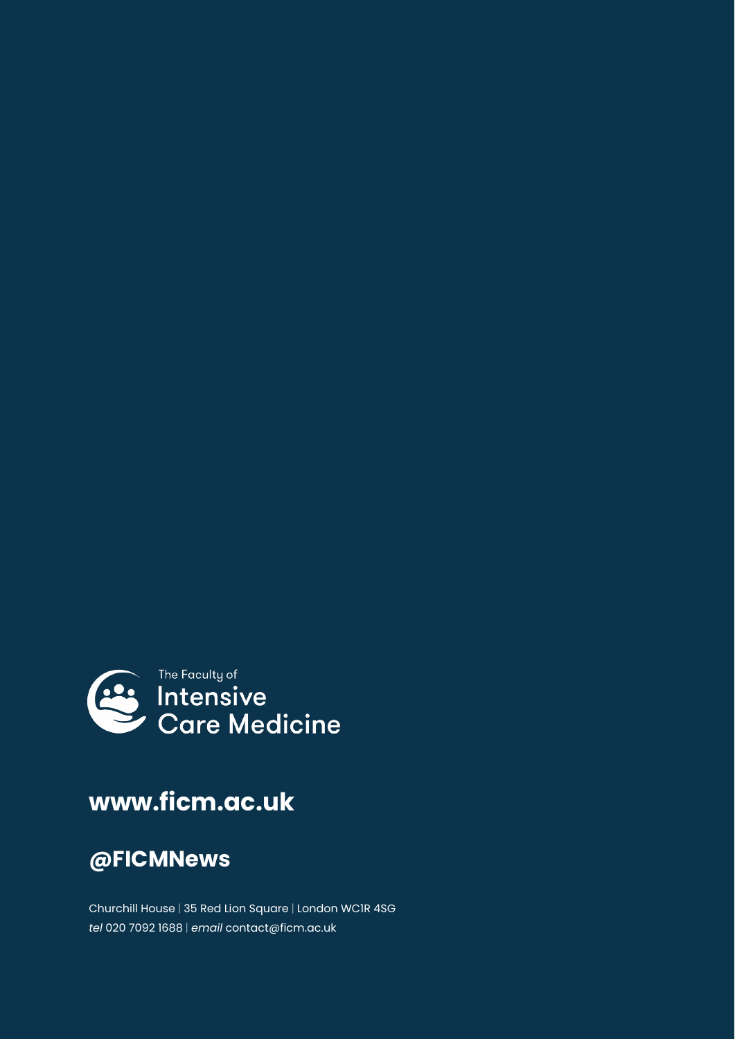The Faculty of
Intensive
Care Medicine

**www.ficm.ac.uk**

**@FICMNews**

Churchill House | 35 Red Lion Square | London WC1R 4SG
*tel* 020 7092 1688 | *email* contact@ficm.ac.uk